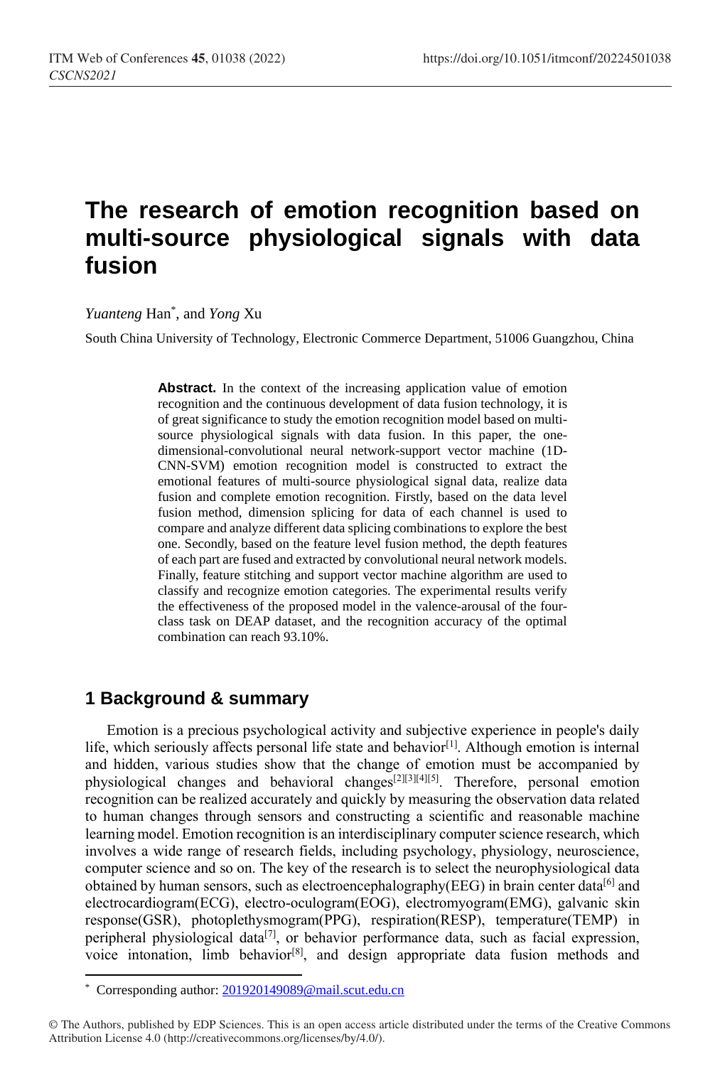# The research of emotion recognition based on multi-source physiological signals with data fusion

*Yuanteng* Han*, and *Yong* Xu

South China University of Technology, Electronic Commerce Department, 51006 Guangzhou, China

**Abstract.** In the context of the increasing application value of emotion recognition and the continuous development of data fusion technology, it is of great significance to study the emotion recognition model based on multi-source physiological signals with data fusion. In this paper, the one-dimensional-convolutional neural network-support vector machine (1D-CNN-SVM) emotion recognition model is constructed to extract the emotional features of multi-source physiological signal data, realize data fusion and complete emotion recognition. Firstly, based on the data level fusion method, dimension splicing for data of each channel is used to compare and analyze different data splicing combinations to explore the best one. Secondly, based on the feature level fusion method, the depth features of each part are fused and extracted by convolutional neural network models. Finally, feature stitching and support vector machine algorithm are used to classify and recognize emotion categories. The experimental results verify the effectiveness of the proposed model in the valence-arousal of the four-class task on DEAP dataset, and the recognition accuracy of the optimal combination can reach 93.10%.

## 1 Background & summary

Emotion is a precious psychological activity and subjective experience in people's daily life, which seriously affects personal life state and behavior[1]. Although emotion is internal and hidden, various studies show that the change of emotion must be accompanied by physiological changes and behavioral changes[2][3][4][5]. Therefore, personal emotion recognition can be realized accurately and quickly by measuring the observation data related to human changes through sensors and constructing a scientific and reasonable machine learning model. Emotion recognition is an interdisciplinary computer science research, which involves a wide range of research fields, including psychology, physiology, neuroscience, computer science and so on. The key of the research is to select the neurophysiological data obtained by human sensors, such as electroencephalography(EEG) in brain center data[6] and electrocardiogram(ECG), electro-oculogram(EOG), electromyogram(EMG), galvanic skin response(GSR), photoplethysmogram(PPG), respiration(RESP), temperature(TEMP) in peripheral physiological data[7], or behavior performance data, such as facial expression, voice intonation, limb behavior[8], and design appropriate data fusion methods and

* Corresponding author: 201920149089@mail.scut.edu.cn

© The Authors, published by EDP Sciences. This is an open access article distributed under the terms of the Creative Commons Attribution License 4.0 (http://creativecommons.org/licenses/by/4.0/).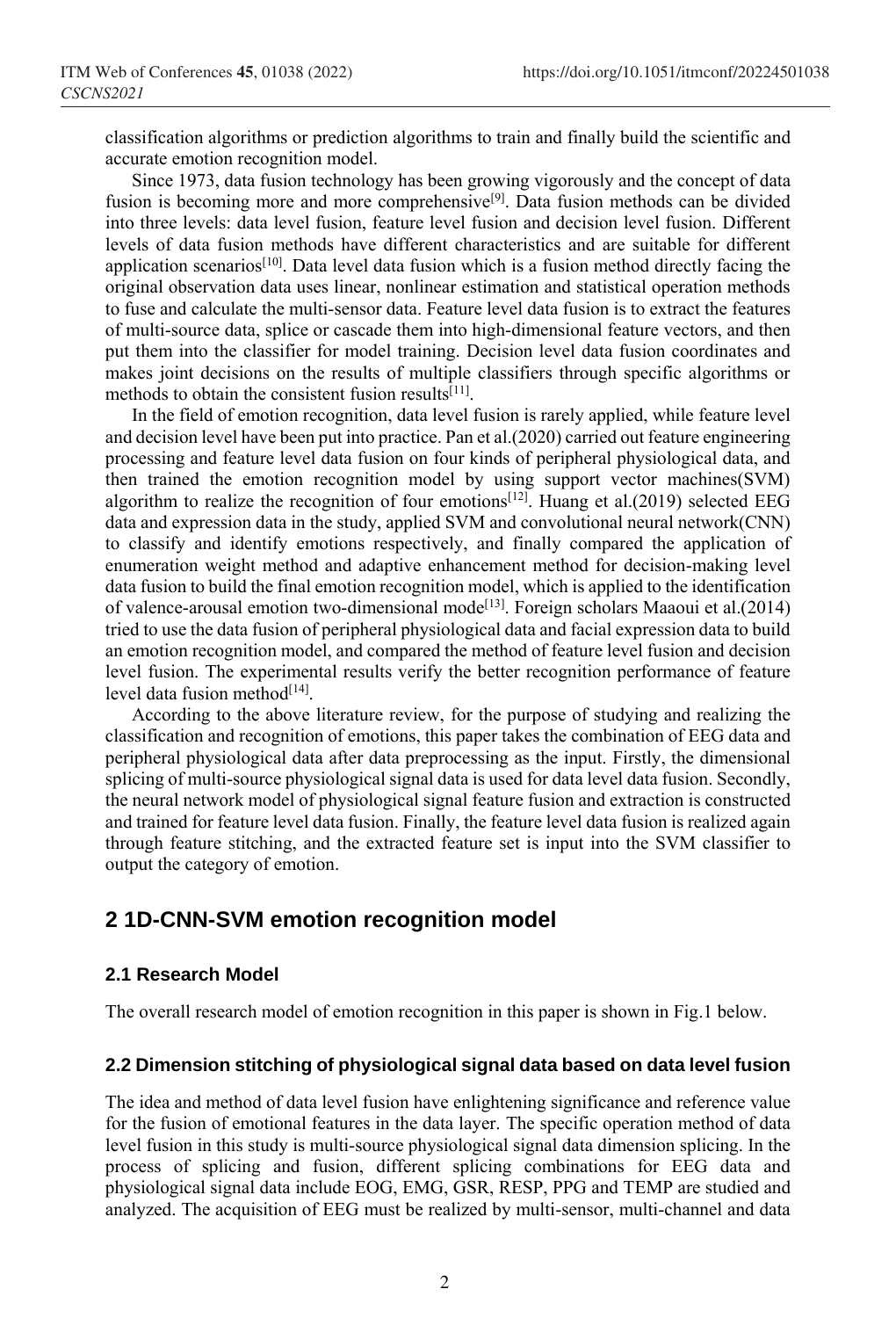classification algorithms or prediction algorithms to train and finally build the scientific and accurate emotion recognition model.

Since 1973, data fusion technology has been growing vigorously and the concept of data fusion is becoming more and more comprehensive[9]. Data fusion methods can be divided into three levels: data level fusion, feature level fusion and decision level fusion. Different levels of data fusion methods have different characteristics and are suitable for different application scenarios[10]. Data level data fusion which is a fusion method directly facing the original observation data uses linear, nonlinear estimation and statistical operation methods to fuse and calculate the multi-sensor data. Feature level data fusion is to extract the features of multi-source data, splice or cascade them into high-dimensional feature vectors, and then put them into the classifier for model training. Decision level data fusion coordinates and makes joint decisions on the results of multiple classifiers through specific algorithms or methods to obtain the consistent fusion results[11].

In the field of emotion recognition, data level fusion is rarely applied, while feature level and decision level have been put into practice. Pan et al.(2020) carried out feature engineering processing and feature level data fusion on four kinds of peripheral physiological data, and then trained the emotion recognition model by using support vector machines(SVM) algorithm to realize the recognition of four emotions[12]. Huang et al.(2019) selected EEG data and expression data in the study, applied SVM and convolutional neural network(CNN) to classify and identify emotions respectively, and finally compared the application of enumeration weight method and adaptive enhancement method for decision-making level data fusion to build the final emotion recognition model, which is applied to the identification of valence-arousal emotion two-dimensional mode[13]. Foreign scholars Maaoui et al.(2014) tried to use the data fusion of peripheral physiological data and facial expression data to build an emotion recognition model, and compared the method of feature level fusion and decision level fusion. The experimental results verify the better recognition performance of feature level data fusion method[14].

According to the above literature review, for the purpose of studying and realizing the classification and recognition of emotions, this paper takes the combination of EEG data and peripheral physiological data after data preprocessing as the input. Firstly, the dimensional splicing of multi-source physiological signal data is used for data level data fusion. Secondly, the neural network model of physiological signal feature fusion and extraction is constructed and trained for feature level data fusion. Finally, the feature level data fusion is realized again through feature stitching, and the extracted feature set is input into the SVM classifier to output the category of emotion.

## 2 1D-CNN-SVM emotion recognition model

### 2.1 Research Model

The overall research model of emotion recognition in this paper is shown in Fig.1 below.

### 2.2 Dimension stitching of physiological signal data based on data level fusion

The idea and method of data level fusion have enlightening significance and reference value for the fusion of emotional features in the data layer. The specific operation method of data level fusion in this study is multi-source physiological signal data dimension splicing. In the process of splicing and fusion, different splicing combinations for EEG data and physiological signal data include EOG, EMG, GSR, RESP, PPG and TEMP are studied and analyzed. The acquisition of EEG must be realized by multi-sensor, multi-channel and data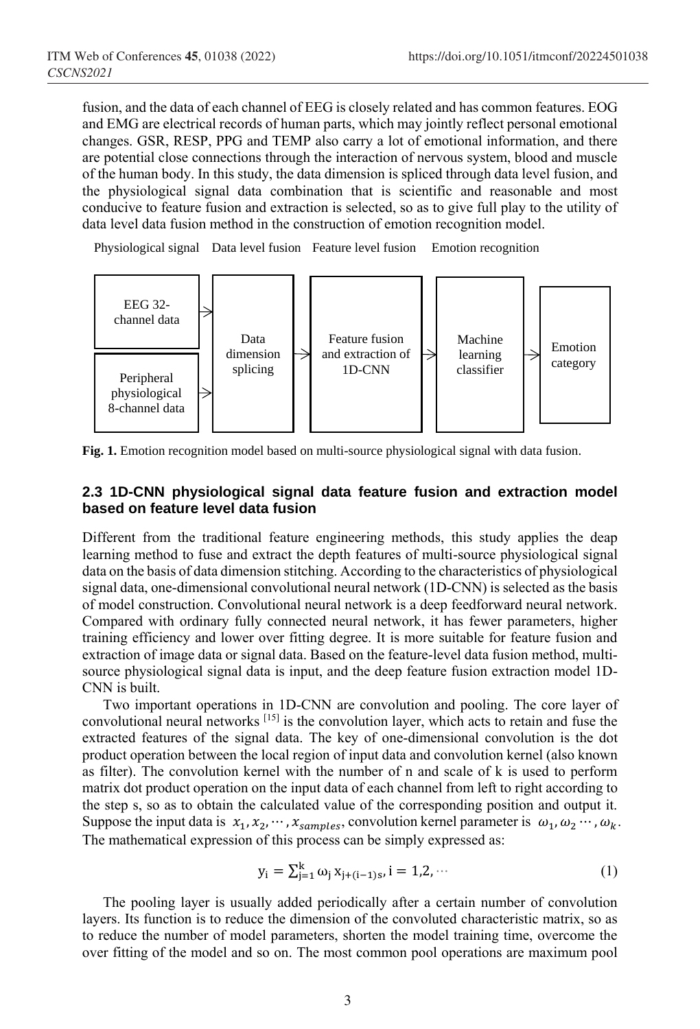fusion, and the data of each channel of EEG is closely related and has common features. EOG and EMG are electrical records of human parts, which may jointly reflect personal emotional changes. GSR, RESP, PPG and TEMP also carry a lot of emotional information, and there are potential close connections through the interaction of nervous system, blood and muscle of the human body. In this study, the data dimension is spliced through data level fusion, and the physiological signal data combination that is scientific and reasonable and most conducive to feature fusion and extraction is selected, so as to give full play to the utility of data level data fusion method in the construction of emotion recognition model.

Physiological signal Data level fusion Feature level fusion Emotion recognition

EEG 32-channel data → Data dimension splicing → Feature fusion and extraction of 1D-CNN → Machine learning classifier → Emotion category

Peripheral physiological 8-channel data → Data dimension splicing

**Fig. 1.** Emotion recognition model based on multi-source physiological signal with data fusion.

### 2.3 1D-CNN physiological signal data feature fusion and extraction model based on feature level data fusion

Different from the traditional feature engineering methods, this study applies the deap learning method to fuse and extract the depth features of multi-source physiological signal data on the basis of data dimension stitching. According to the characteristics of physiological signal data, one-dimensional convolutional neural network (1D-CNN) is selected as the basis of model construction. Convolutional neural network is a deep feedforward neural network. Compared with ordinary fully connected neural network, it has fewer parameters, higher training efficiency and lower over fitting degree. It is more suitable for feature fusion and extraction of image data or signal data. Based on the feature-level data fusion method, multi-source physiological signal data is input, and the deep feature fusion extraction model 1D-CNN is built.

Two important operations in 1D-CNN are convolution and pooling. The core layer of convolutional neural networks [15] is the convolution layer, which acts to retain and fuse the extracted features of the signal data. The key of one-dimensional convolution is the dot product operation between the local region of input data and convolution kernel (also known as filter). The convolution kernel with the number of n and scale of k is used to perform matrix dot product operation on the input data of each channel from left to right according to the step s, so as to obtain the calculated value of the corresponding position and output it. Suppose the input data is $x_1, x_2, \cdots, x_{samples}$, convolution kernel parameter is $\omega_1, \omega_2 \cdots, \omega_k$. The mathematical expression of this process can be simply expressed as:

$$y_i = \sum_{j=1}^{k} \omega_j x_{j+(i-1)s}, i = 1,2, \cdots \quad (1)$$

The pooling layer is usually added periodically after a certain number of convolution layers. Its function is to reduce the dimension of the convoluted characteristic matrix, so as to reduce the number of model parameters, shorten the model training time, overcome the over fitting of the model and so on. The most common pool operations are maximum pool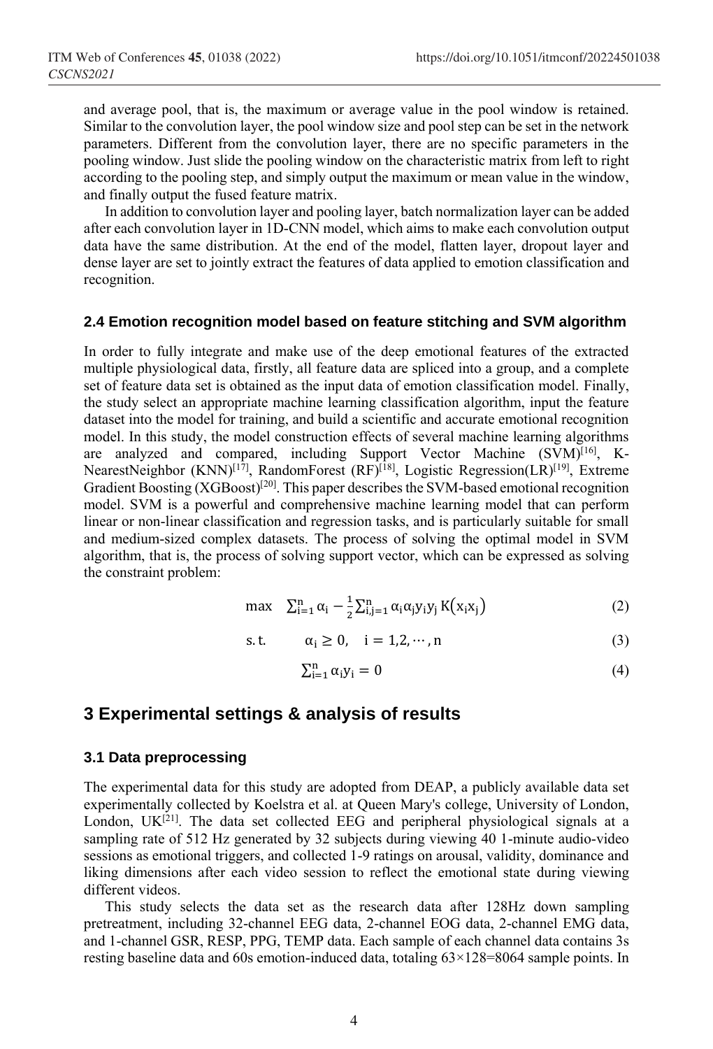and average pool, that is, the maximum or average value in the pool window is retained. Similar to the convolution layer, the pool window size and pool step can be set in the network parameters. Different from the convolution layer, there are no specific parameters in the pooling window. Just slide the pooling window on the characteristic matrix from left to right according to the pooling step, and simply output the maximum or mean value in the window, and finally output the fused feature matrix.

In addition to convolution layer and pooling layer, batch normalization layer can be added after each convolution layer in 1D-CNN model, which aims to make each convolution output data have the same distribution. At the end of the model, flatten layer, dropout layer and dense layer are set to jointly extract the features of data applied to emotion classification and recognition.

### 2.4 Emotion recognition model based on feature stitching and SVM algorithm

In order to fully integrate and make use of the deep emotional features of the extracted multiple physiological data, firstly, all feature data are spliced into a group, and a complete set of feature data set is obtained as the input data of emotion classification model. Finally, the study select an appropriate machine learning classification algorithm, input the feature dataset into the model for training, and build a scientific and accurate emotional recognition model. In this study, the model construction effects of several machine learning algorithms are analyzed and compared, including Support Vector Machine (SVM)[16], K-NearestNeighbor (KNN)[17], RandomForest (RF)[18], Logistic Regression(LR)[19], Extreme Gradient Boosting (XGBoost)[20]. This paper describes the SVM-based emotional recognition model. SVM is a powerful and comprehensive machine learning model that can perform linear or non-linear classification and regression tasks, and is particularly suitable for small and medium-sized complex datasets. The process of solving the optimal model in SVM algorithm, that is, the process of solving support vector, which can be expressed as solving the constraint problem:

$$\max \quad \sum_{i=1}^{n} \alpha_i - \frac{1}{2}\sum_{i,j=1}^{n} \alpha_i \alpha_j y_i y_j \, K(x_i x_j) \tag{2}$$

$$\text{s.t.} \qquad \alpha_i \geq 0, \quad i = 1,2,\cdots,n \tag{3}$$

$$\sum_{i=1}^{n} \alpha_i y_i = 0 \tag{4}$$

## 3 Experimental settings & analysis of results

### 3.1 Data preprocessing

The experimental data for this study are adopted from DEAP, a publicly available data set experimentally collected by Koelstra et al. at Queen Mary's college, University of London, London, UK[21]. The data set collected EEG and peripheral physiological signals at a sampling rate of 512 Hz generated by 32 subjects during viewing 40 1-minute audio-video sessions as emotional triggers, and collected 1-9 ratings on arousal, validity, dominance and liking dimensions after each video session to reflect the emotional state during viewing different videos.

This study selects the data set as the research data after 128Hz down sampling pretreatment, including 32-channel EEG data, 2-channel EOG data, 2-channel EMG data, and 1-channel GSR, RESP, PPG, TEMP data. Each sample of each channel data contains 3s resting baseline data and 60s emotion-induced data, totaling $63 \times 128 = 8064$ sample points. In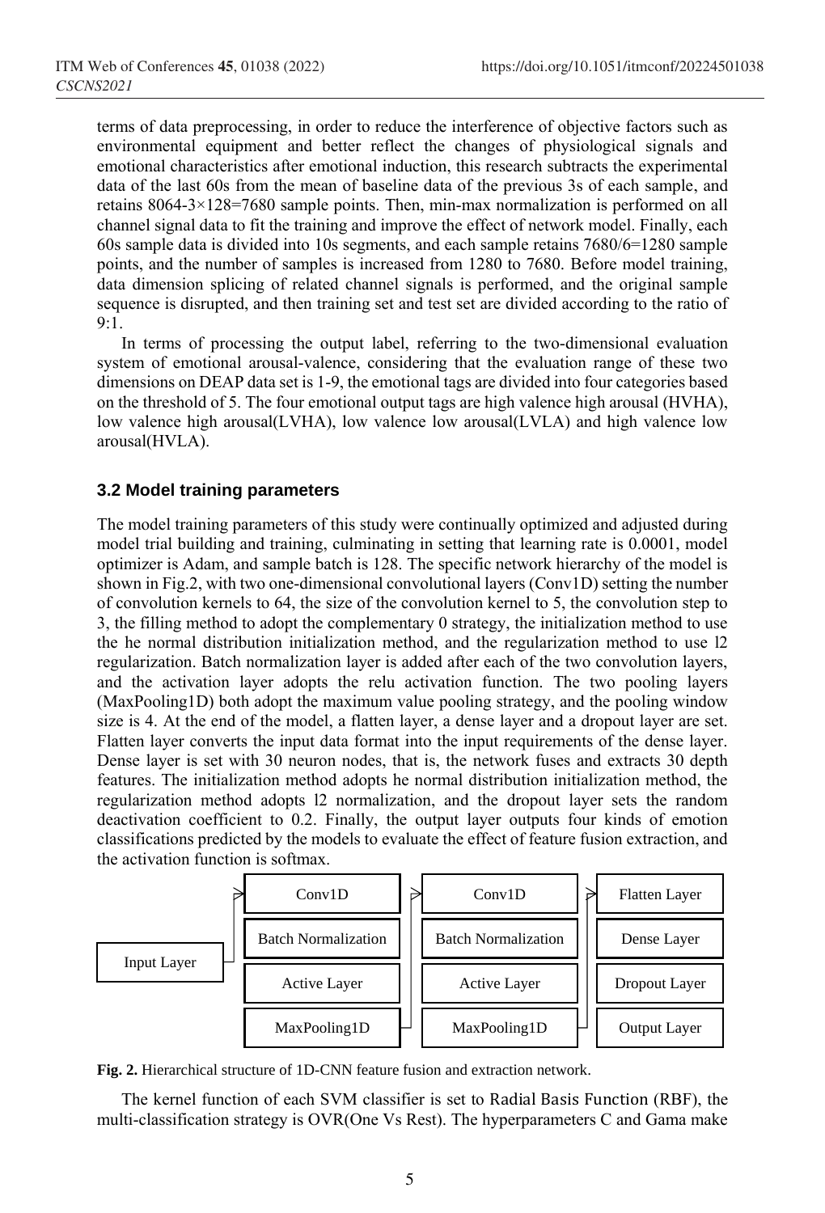terms of data preprocessing, in order to reduce the interference of objective factors such as environmental equipment and better reflect the changes of physiological signals and emotional characteristics after emotional induction, this research subtracts the experimental data of the last 60s from the mean of baseline data of the previous 3s of each sample, and retains $8064-3\times128=7680$ sample points. Then, min-max normalization is performed on all channel signal data to fit the training and improve the effect of network model. Finally, each 60s sample data is divided into 10s segments, and each sample retains $7680/6=1280$ sample points, and the number of samples is increased from 1280 to 7680. Before model training, data dimension splicing of related channel signals is performed, and the original sample sequence is disrupted, and then training set and test set are divided according to the ratio of 9:1.

In terms of processing the output label, referring to the two-dimensional evaluation system of emotional arousal-valence, considering that the evaluation range of these two dimensions on DEAP data set is 1-9, the emotional tags are divided into four categories based on the threshold of 5. The four emotional output tags are high valence high arousal (HVHA), low valence high arousal(LVHA), low valence low arousal(LVLA) and high valence low arousal(HVLA).

### 3.2 Model training parameters

The model training parameters of this study were continually optimized and adjusted during model trial building and training, culminating in setting that learning rate is 0.0001, model optimizer is Adam, and sample batch is 128. The specific network hierarchy of the model is shown in Fig.2, with two one-dimensional convolutional layers (Conv1D) setting the number of convolution kernels to 64, the size of the convolution kernel to 5, the convolution step to 3, the filling method to adopt the complementary 0 strategy, the initialization method to use the he normal distribution initialization method, and the regularization method to use l2 regularization. Batch normalization layer is added after each of the two convolution layers, and the activation layer adopts the relu activation function. The two pooling layers (MaxPooling1D) both adopt the maximum value pooling strategy, and the pooling window size is 4. At the end of the model, a flatten layer, a dense layer and a dropout layer are set. Flatten layer converts the input data format into the input requirements of the dense layer. Dense layer is set with 30 neuron nodes, that is, the network fuses and extracts 30 depth features. The initialization method adopts he normal distribution initialization method, the regularization method adopts l2 normalization, and the dropout layer sets the random deactivation coefficient to 0.2. Finally, the output layer outputs four kinds of emotion classifications predicted by the models to evaluate the effect of feature fusion extraction, and the activation function is softmax.

| Input Layer | Conv1D | Conv1D | Flatten Layer |
|---|---|---|---|
| | Batch Normalization | Batch Normalization | Dense Layer |
| | Active Layer | Active Layer | Dropout Layer |
| | MaxPooling1D | MaxPooling1D | Output Layer |

**Fig. 2.** Hierarchical structure of 1D-CNN feature fusion and extraction network.

The kernel function of each SVM classifier is set to Radial Basis Function (RBF), the multi-classification strategy is OVR(One Vs Rest). The hyperparameters C and Gama make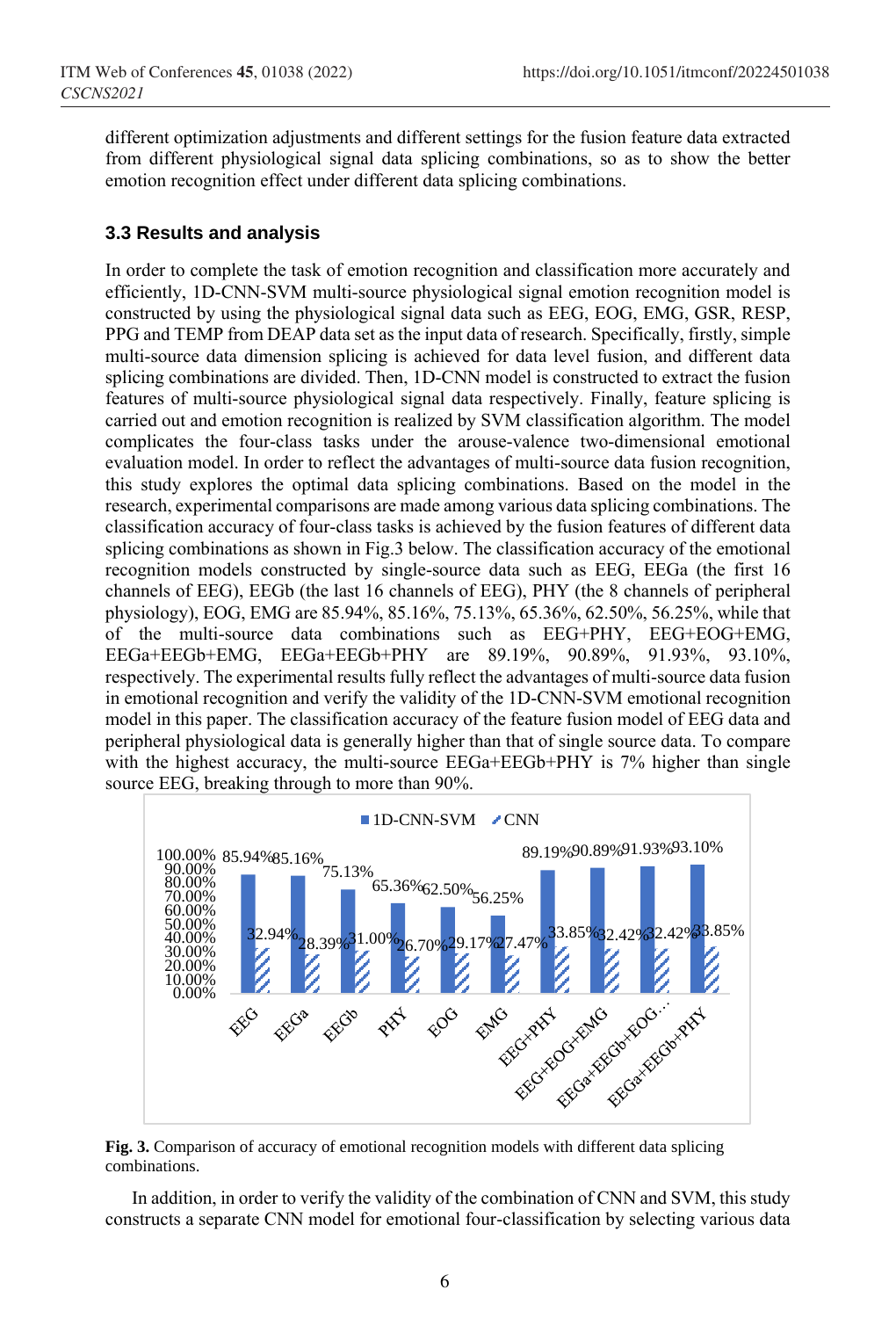different optimization adjustments and different settings for the fusion feature data extracted from different physiological signal data splicing combinations, so as to show the better emotion recognition effect under different data splicing combinations.

### 3.3 Results and analysis

In order to complete the task of emotion recognition and classification more accurately and efficiently, 1D-CNN-SVM multi-source physiological signal emotion recognition model is constructed by using the physiological signal data such as EEG, EOG, EMG, GSR, RESP, PPG and TEMP from DEAP data set as the input data of research. Specifically, firstly, simple multi-source data dimension splicing is achieved for data level fusion, and different data splicing combinations are divided. Then, 1D-CNN model is constructed to extract the fusion features of multi-source physiological signal data respectively. Finally, feature splicing is carried out and emotion recognition is realized by SVM classification algorithm. The model complicates the four-class tasks under the arouse-valence two-dimensional emotional evaluation model. In order to reflect the advantages of multi-source data fusion recognition, this study explores the optimal data splicing combinations. Based on the model in the research, experimental comparisons are made among various data splicing combinations. The classification accuracy of four-class tasks is achieved by the fusion features of different data splicing combinations as shown in Fig.3 below. The classification accuracy of the emotional recognition models constructed by single-source data such as EEG, EEGa (the first 16 channels of EEG), EEGb (the last 16 channels of EEG), PHY (the 8 channels of peripheral physiology), EOG, EMG are 85.94%, 85.16%, 75.13%, 65.36%, 62.50%, 56.25%, while that of the multi-source data combinations such as EEG+PHY, EEG+EOG+EMG, EEGa+EEGb+EMG, EEGa+EEGb+PHY are 89.19%, 90.89%, 91.93%, 93.10%, respectively. The experimental results fully reflect the advantages of multi-source data fusion in emotional recognition and verify the validity of the 1D-CNN-SVM emotional recognition model in this paper. The classification accuracy of the feature fusion model of EEG data and peripheral physiological data is generally higher than that of single source data. To compare with the highest accuracy, the multi-source EEGa+EEGb+PHY is 7% higher than single source EEG, breaking through to more than 90%.

| | 1D-CNN-SVM | CNN |
|---|---|---|
| EEG | 85.94% | 32.94% |
| EEGa | 85.16% | 28.39% |
| EEGb | 75.13% | 31.00% |
| PHY | 65.36% | 26.70% |
| EOG | 62.50% | 29.17% |
| EMG | 56.25% | 27.47% |
| EEG+PHY | 89.19% | 33.85% |
| EEG+EOG+EMG | 90.89% | 32.42% |
| EEGa+EEGb+EOG... | 91.93% | 32.42% |
| EEGa+EEGb+PHY | 93.10% | 33.85% |

**Fig. 3.** Comparison of accuracy of emotional recognition models with different data splicing combinations.

In addition, in order to verify the validity of the combination of CNN and SVM, this study constructs a separate CNN model for emotional four-classification by selecting various data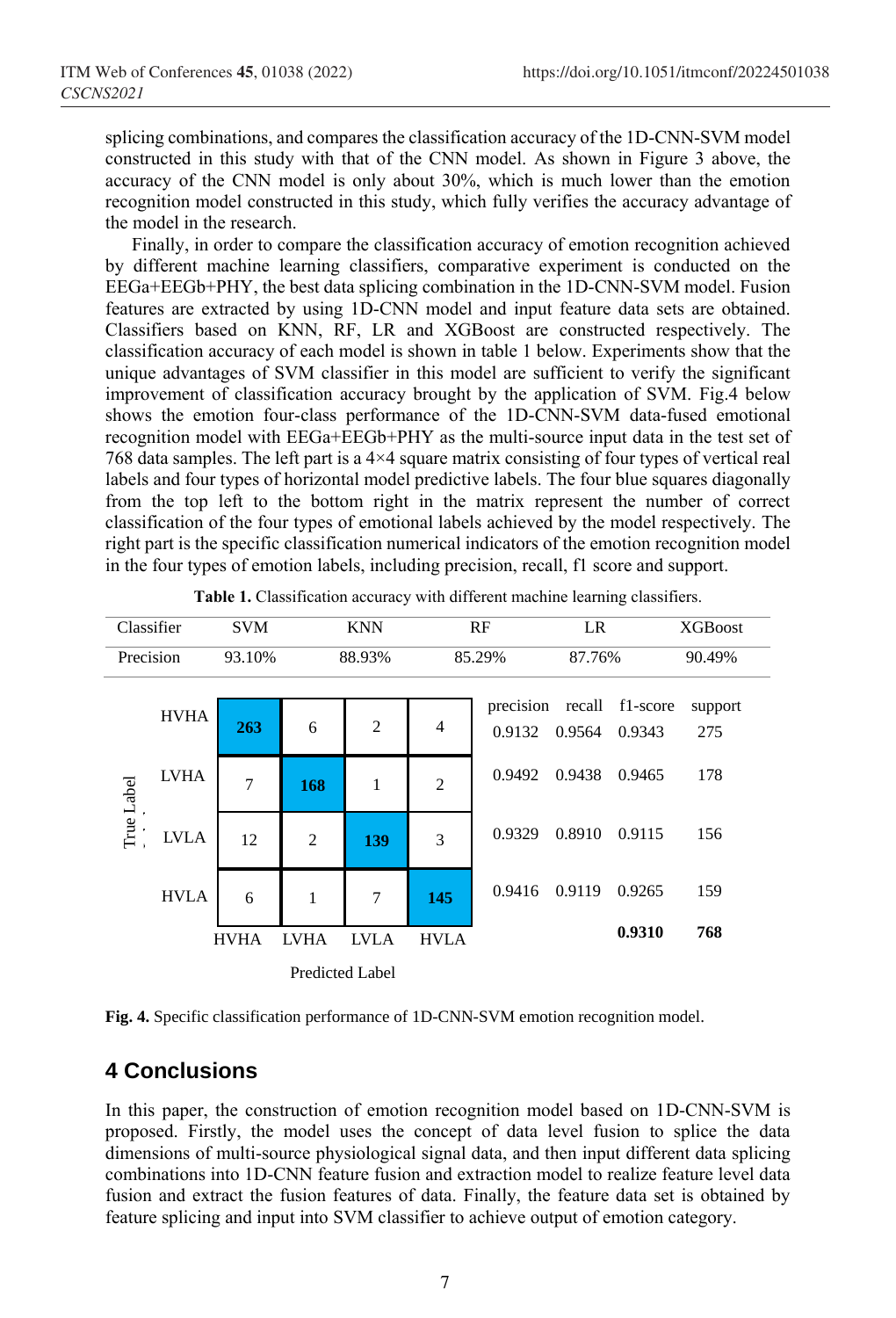splicing combinations, and compares the classification accuracy of the 1D-CNN-SVM model constructed in this study with that of the CNN model. As shown in Figure 3 above, the accuracy of the CNN model is only about 30%, which is much lower than the emotion recognition model constructed in this study, which fully verifies the accuracy advantage of the model in the research.

Finally, in order to compare the classification accuracy of emotion recognition achieved by different machine learning classifiers, comparative experiment is conducted on the EEGa+EEGb+PHY, the best data splicing combination in the 1D-CNN-SVM model. Fusion features are extracted by using 1D-CNN model and input feature data sets are obtained. Classifiers based on KNN, RF, LR and XGBoost are constructed respectively. The classification accuracy of each model is shown in table 1 below. Experiments show that the unique advantages of SVM classifier in this model are sufficient to verify the significant improvement of classification accuracy brought by the application of SVM. Fig.4 below shows the emotion four-class performance of the 1D-CNN-SVM data-fused emotional recognition model with EEGa+EEGb+PHY as the multi-source input data in the test set of 768 data samples. The left part is a 4×4 square matrix consisting of four types of vertical real labels and four types of horizontal model predictive labels. The four blue squares diagonally from the top left to the bottom right in the matrix represent the number of correct classification of the four types of emotional labels achieved by the model respectively. The right part is the specific classification numerical indicators of the emotion recognition model in the four types of emotion labels, including precision, recall, f1 score and support.

**Table 1.** Classification accuracy with different machine learning classifiers.

| Classifier | SVM | KNN | RF | LR | XGBoost |
|---|---|---|---|---|---|
| Precision | 93.10% | 88.93% | 85.29% | 87.76% | 90.49% |

| True Label \ Predicted Label | HVHA | LVHA | LVLA | HVLA | precision | recall | f1-score | support |
|---|---|---|---|---|---|---|---|---|
| HVHA | **263** | 6 | 2 | 4 | 0.9132 | 0.9564 | 0.9343 | 275 |
| LVHA | 7 | **168** | 1 | 2 | 0.9492 | 0.9438 | 0.9465 | 178 |
| LVLA | 12 | 2 | **139** | 3 | 0.9329 | 0.8910 | 0.9115 | 156 |
| HVLA | 6 | 1 | 7 | **145** | 0.9416 | 0.9119 | 0.9265 | 159 |
| | | | | | | | **0.9310** | **768** |

**Fig. 4.** Specific classification performance of 1D-CNN-SVM emotion recognition model.

## 4 Conclusions

In this paper, the construction of emotion recognition model based on 1D-CNN-SVM is proposed. Firstly, the model uses the concept of data level fusion to splice the data dimensions of multi-source physiological signal data, and then input different data splicing combinations into 1D-CNN feature fusion and extraction model to realize feature level data fusion and extract the fusion features of data. Finally, the feature data set is obtained by feature splicing and input into SVM classifier to achieve output of emotion category.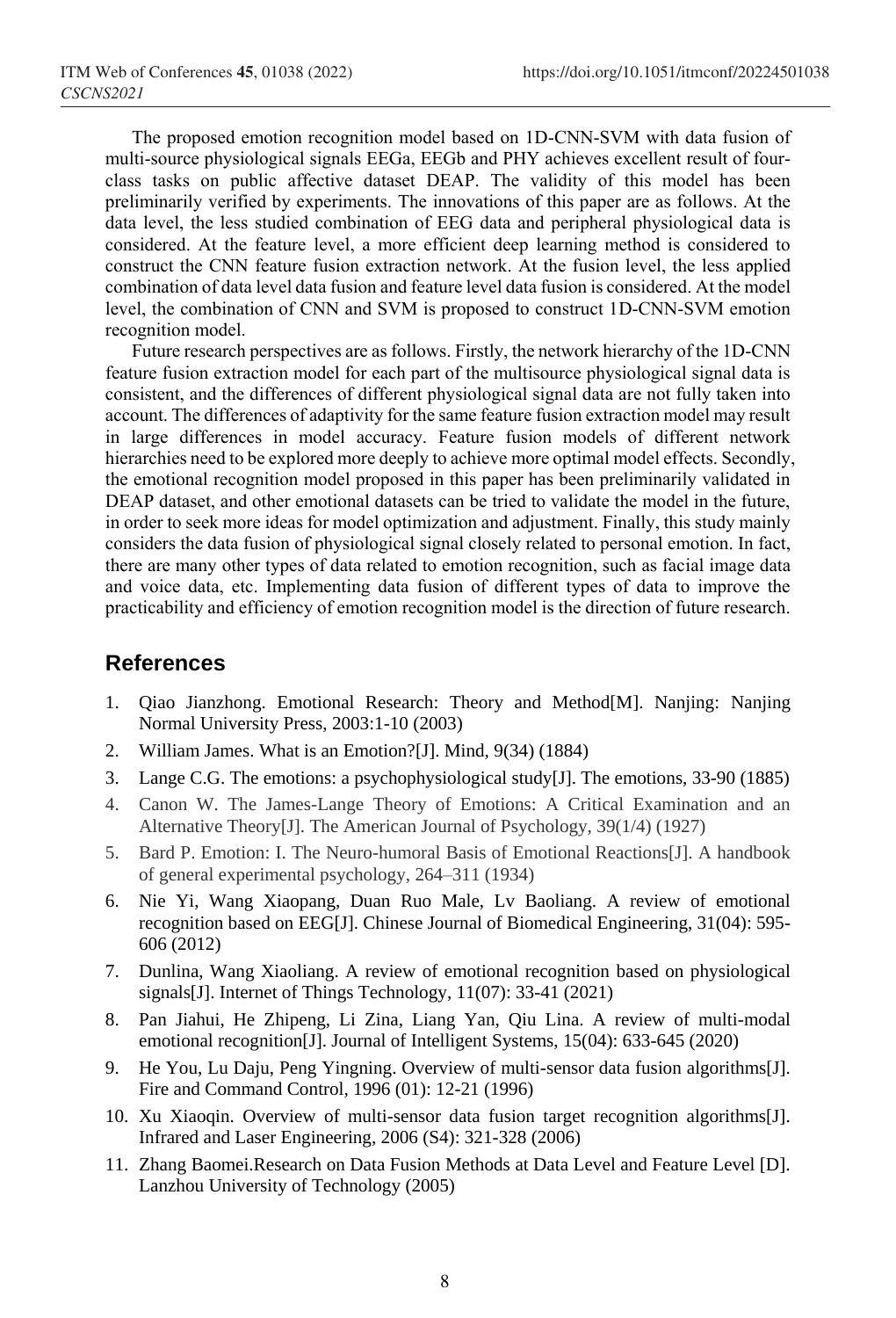The proposed emotion recognition model based on 1D-CNN-SVM with data fusion of multi-source physiological signals EEGa, EEGb and PHY achieves excellent result of four-class tasks on public affective dataset DEAP. The validity of this model has been preliminarily verified by experiments. The innovations of this paper are as follows. At the data level, the less studied combination of EEG data and peripheral physiological data is considered. At the feature level, a more efficient deep learning method is considered to construct the CNN feature fusion extraction network. At the fusion level, the less applied combination of data level data fusion and feature level data fusion is considered. At the model level, the combination of CNN and SVM is proposed to construct 1D-CNN-SVM emotion recognition model.

Future research perspectives are as follows. Firstly, the network hierarchy of the 1D-CNN feature fusion extraction model for each part of the multisource physiological signal data is consistent, and the differences of different physiological signal data are not fully taken into account. The differences of adaptivity for the same feature fusion extraction model may result in large differences in model accuracy. Feature fusion models of different network hierarchies need to be explored more deeply to achieve more optimal model effects. Secondly, the emotional recognition model proposed in this paper has been preliminarily validated in DEAP dataset, and other emotional datasets can be tried to validate the model in the future, in order to seek more ideas for model optimization and adjustment. Finally, this study mainly considers the data fusion of physiological signal closely related to personal emotion. In fact, there are many other types of data related to emotion recognition, such as facial image data and voice data, etc. Implementing data fusion of different types of data to improve the practicability and efficiency of emotion recognition model is the direction of future research.

## References

1. Qiao Jianzhong. Emotional Research: Theory and Method[M]. Nanjing: Nanjing Normal University Press, 2003:1-10 (2003)
2. William James. What is an Emotion?[J]. Mind, 9(34) (1884)
3. Lange C.G. The emotions: a psychophysiological study[J]. The emotions, 33-90 (1885)
4. Canon W. The James-Lange Theory of Emotions: A Critical Examination and an Alternative Theory[J]. The American Journal of Psychology, 39(1/4) (1927)
5. Bard P. Emotion: I. The Neuro-humoral Basis of Emotional Reactions[J]. A handbook of general experimental psychology, 264–311 (1934)
6. Nie Yi, Wang Xiaopang, Duan Ruo Male, Lv Baoliang. A review of emotional recognition based on EEG[J]. Chinese Journal of Biomedical Engineering, 31(04): 595-606 (2012)
7. Dunlina, Wang Xiaoliang. A review of emotional recognition based on physiological signals[J]. Internet of Things Technology, 11(07): 33-41 (2021)
8. Pan Jiahui, He Zhipeng, Li Zina, Liang Yan, Qiu Lina. A review of multi-modal emotional recognition[J]. Journal of Intelligent Systems, 15(04): 633-645 (2020)
9. He You, Lu Daju, Peng Yingning. Overview of multi-sensor data fusion algorithms[J]. Fire and Command Control, 1996 (01): 12-21 (1996)
10. Xu Xiaoqin. Overview of multi-sensor data fusion target recognition algorithms[J]. Infrared and Laser Engineering, 2006 (S4): 321-328 (2006)
11. Zhang Baomei.Research on Data Fusion Methods at Data Level and Feature Level [D]. Lanzhou University of Technology (2005)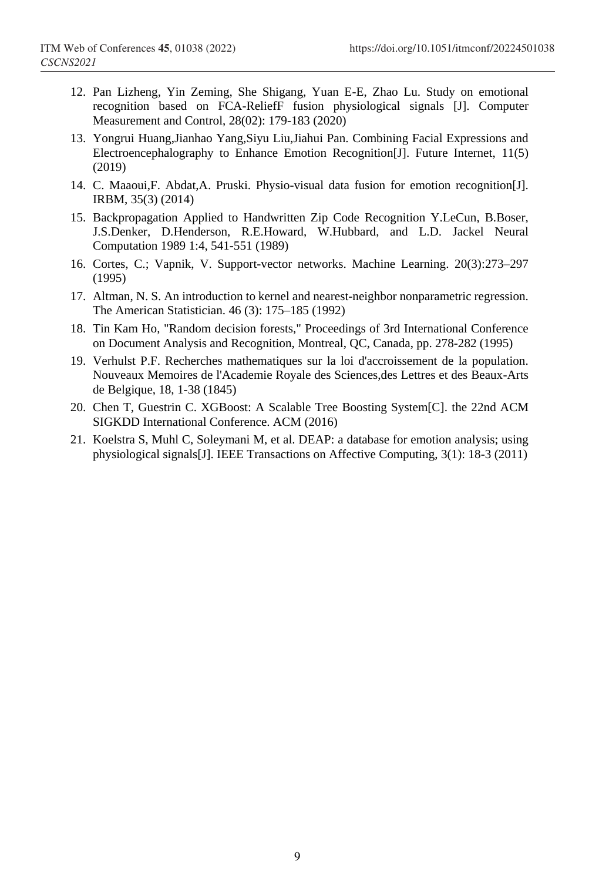12. Pan Lizheng, Yin Zeming, She Shigang, Yuan E-E, Zhao Lu. Study on emotional recognition based on FCA-ReliefF fusion physiological signals [J]. Computer Measurement and Control, 28(02): 179-183 (2020)
13. Yongrui Huang,Jianhao Yang,Siyu Liu,Jiahui Pan. Combining Facial Expressions and Electroencephalography to Enhance Emotion Recognition[J]. Future Internet, 11(5) (2019)
14. C. Maaoui,F. Abdat,A. Pruski. Physio-visual data fusion for emotion recognition[J]. IRBM, 35(3) (2014)
15. Backpropagation Applied to Handwritten Zip Code Recognition Y.LeCun, B.Boser, J.S.Denker, D.Henderson, R.E.Howard, W.Hubbard, and L.D. Jackel Neural Computation 1989 1:4, 541-551 (1989)
16. Cortes, C.; Vapnik, V. Support-vector networks. Machine Learning. 20(3):273–297 (1995)
17. Altman, N. S. An introduction to kernel and nearest-neighbor nonparametric regression. The American Statistician. 46 (3): 175–185 (1992)
18. Tin Kam Ho, "Random decision forests," Proceedings of 3rd International Conference on Document Analysis and Recognition, Montreal, QC, Canada, pp. 278-282 (1995)
19. Verhulst P.F. Recherches mathematiques sur la loi d'accroissement de la population. Nouveaux Memoires de l'Academie Royale des Sciences,des Lettres et des Beaux-Arts de Belgique, 18, 1-38 (1845)
20. Chen T, Guestrin C. XGBoost: A Scalable Tree Boosting System[C]. the 22nd ACM SIGKDD International Conference. ACM (2016)
21. Koelstra S, Muhl C, Soleymani M, et al. DEAP: a database for emotion analysis; using physiological signals[J]. IEEE Transactions on Affective Computing, 3(1): 18-3 (2011)